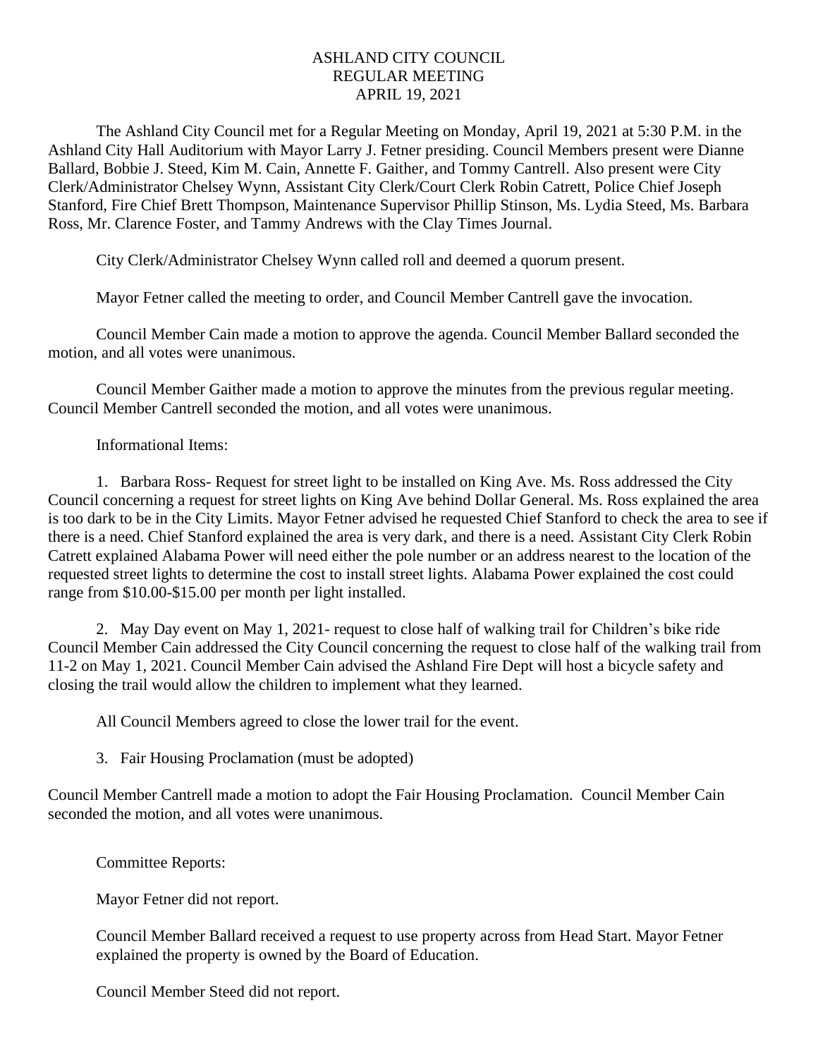ASHLAND CITY COUNCIL
REGULAR MEETING
APRIL 19, 2021

The Ashland City Council met for a Regular Meeting on Monday, April 19, 2021 at 5:30 P.M. in the Ashland City Hall Auditorium with Mayor Larry J. Fetner presiding. Council Members present were Dianne Ballard, Bobbie J. Steed, Kim M. Cain, Annette F. Gaither, and Tommy Cantrell. Also present were City Clerk/Administrator Chelsey Wynn, Assistant City Clerk/Court Clerk Robin Catrett, Police Chief Joseph Stanford, Fire Chief Brett Thompson, Maintenance Supervisor Phillip Stinson, Ms. Lydia Steed, Ms. Barbara Ross, Mr. Clarence Foster, and Tammy Andrews with the Clay Times Journal.

City Clerk/Administrator Chelsey Wynn called roll and deemed a quorum present.

Mayor Fetner called the meeting to order, and Council Member Cantrell gave the invocation.

Council Member Cain made a motion to approve the agenda. Council Member Ballard seconded the motion, and all votes were unanimous.

Council Member Gaither made a motion to approve the minutes from the previous regular meeting. Council Member Cantrell seconded the motion, and all votes were unanimous.

Informational Items:

1. Barbara Ross- Request for street light to be installed on King Ave. Ms. Ross addressed the City Council concerning a request for street lights on King Ave behind Dollar General. Ms. Ross explained the area is too dark to be in the City Limits. Mayor Fetner advised he requested Chief Stanford to check the area to see if there is a need. Chief Stanford explained the area is very dark, and there is a need. Assistant City Clerk Robin Catrett explained Alabama Power will need either the pole number or an address nearest to the location of the requested street lights to determine the cost to install street lights. Alabama Power explained the cost could range from $10.00-$15.00 per month per light installed.

2. May Day event on May 1, 2021- request to close half of walking trail for Children's bike ride Council Member Cain addressed the City Council concerning the request to close half of the walking trail from 11-2 on May 1, 2021. Council Member Cain advised the Ashland Fire Dept will host a bicycle safety and closing the trail would allow the children to implement what they learned.

All Council Members agreed to close the lower trail for the event.

3. Fair Housing Proclamation (must be adopted)

Council Member Cantrell made a motion to adopt the Fair Housing Proclamation. Council Member Cain seconded the motion, and all votes were unanimous.

Committee Reports:

Mayor Fetner did not report.

Council Member Ballard received a request to use property across from Head Start. Mayor Fetner explained the property is owned by the Board of Education.

Council Member Steed did not report.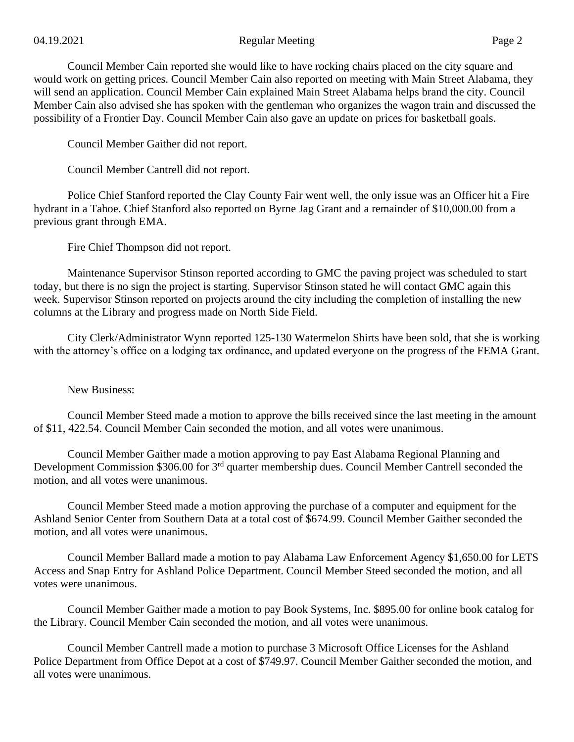Council Member Cain reported she would like to have rocking chairs placed on the city square and would work on getting prices. Council Member Cain also reported on meeting with Main Street Alabama, they will send an application. Council Member Cain explained Main Street Alabama helps brand the city. Council Member Cain also advised she has spoken with the gentleman who organizes the wagon train and discussed the possibility of a Frontier Day. Council Member Cain also gave an update on prices for basketball goals.

Council Member Gaither did not report.

Council Member Cantrell did not report.

Police Chief Stanford reported the Clay County Fair went well, the only issue was an Officer hit a Fire hydrant in a Tahoe. Chief Stanford also reported on Byrne Jag Grant and a remainder of $10,000.00 from a previous grant through EMA.

Fire Chief Thompson did not report.

Maintenance Supervisor Stinson reported according to GMC the paving project was scheduled to start today, but there is no sign the project is starting. Supervisor Stinson stated he will contact GMC again this week. Supervisor Stinson reported on projects around the city including the completion of installing the new columns at the Library and progress made on North Side Field.

City Clerk/Administrator Wynn reported 125-130 Watermelon Shirts have been sold, that she is working with the attorney's office on a lodging tax ordinance, and updated everyone on the progress of the FEMA Grant.

New Business:

Council Member Steed made a motion to approve the bills received since the last meeting in the amount of $11, 422.54. Council Member Cain seconded the motion, and all votes were unanimous.

Council Member Gaither made a motion approving to pay East Alabama Regional Planning and Development Commission $306.00 for 3rd quarter membership dues. Council Member Cantrell seconded the motion, and all votes were unanimous.

Council Member Steed made a motion approving the purchase of a computer and equipment for the Ashland Senior Center from Southern Data at a total cost of $674.99. Council Member Gaither seconded the motion, and all votes were unanimous.

Council Member Ballard made a motion to pay Alabama Law Enforcement Agency $1,650.00 for LETS Access and Snap Entry for Ashland Police Department. Council Member Steed seconded the motion, and all votes were unanimous.

Council Member Gaither made a motion to pay Book Systems, Inc. $895.00 for online book catalog for the Library. Council Member Cain seconded the motion, and all votes were unanimous.

Council Member Cantrell made a motion to purchase 3 Microsoft Office Licenses for the Ashland Police Department from Office Depot at a cost of $749.97. Council Member Gaither seconded the motion, and all votes were unanimous.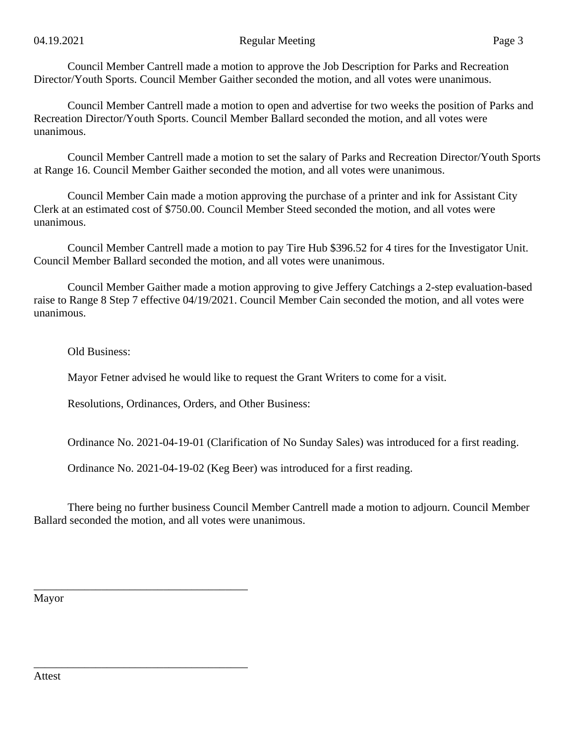Council Member Cantrell made a motion to approve the Job Description for Parks and Recreation Director/Youth Sports. Council Member Gaither seconded the motion, and all votes were unanimous.

Council Member Cantrell made a motion to open and advertise for two weeks the position of Parks and Recreation Director/Youth Sports. Council Member Ballard seconded the motion, and all votes were unanimous.

Council Member Cantrell made a motion to set the salary of Parks and Recreation Director/Youth Sports at Range 16. Council Member Gaither seconded the motion, and all votes were unanimous.

Council Member Cain made a motion approving the purchase of a printer and ink for Assistant City Clerk at an estimated cost of $750.00. Council Member Steed seconded the motion, and all votes were unanimous.

Council Member Cantrell made a motion to pay Tire Hub $396.52 for 4 tires for the Investigator Unit. Council Member Ballard seconded the motion, and all votes were unanimous.

Council Member Gaither made a motion approving to give Jeffery Catchings a 2-step evaluation-based raise to Range 8 Step 7 effective 04/19/2021. Council Member Cain seconded the motion, and all votes were unanimous.

Old Business:

Mayor Fetner advised he would like to request the Grant Writers to come for a visit.

Resolutions, Ordinances, Orders, and Other Business:

Ordinance No. 2021-04-19-01 (Clarification of No Sunday Sales) was introduced for a first reading.

Ordinance No. 2021-04-19-02 (Keg Beer) was introduced for a first reading.

There being no further business Council Member Cantrell made a motion to adjourn. Council Member Ballard seconded the motion, and all votes were unanimous.

_______________________________________
Mayor

_______________________________________
Attest